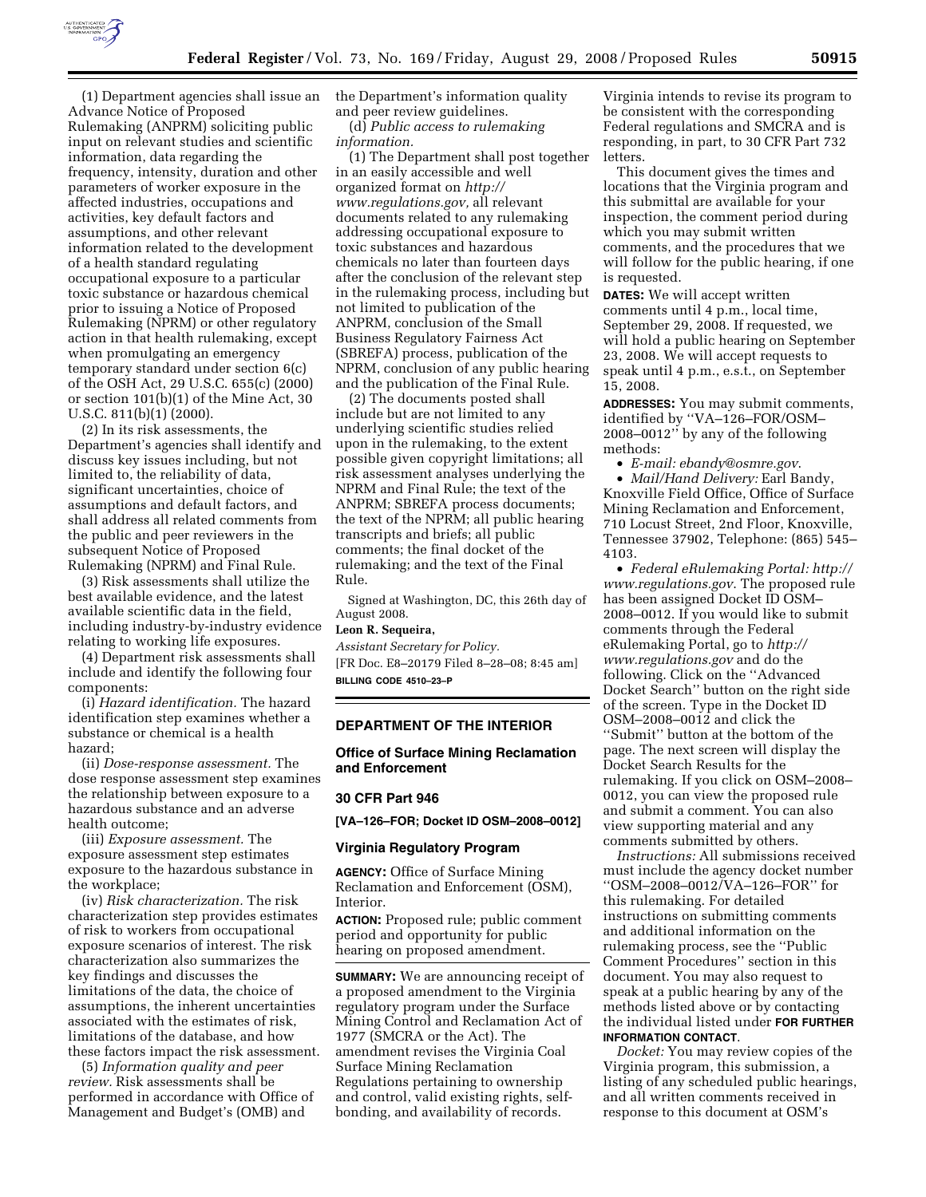(1) Department agencies shall issue an Advance Notice of Proposed Rulemaking (ANPRM) soliciting public input on relevant studies and scientific information, data regarding the frequency, intensity, duration and other parameters of worker exposure in the affected industries, occupations and activities, key default factors and assumptions, and other relevant information related to the development of a health standard regulating occupational exposure to a particular toxic substance or hazardous chemical prior to issuing a Notice of Proposed Rulemaking (NPRM) or other regulatory action in that health rulemaking, except when promulgating an emergency temporary standard under section 6(c) of the OSH Act, 29 U.S.C. 655(c) (2000) or section 101(b)(1) of the Mine Act, 30 U.S.C. 811(b)(1) (2000).

(2) In its risk assessments, the Department's agencies shall identify and discuss key issues including, but not limited to, the reliability of data, significant uncertainties, choice of assumptions and default factors, and shall address all related comments from the public and peer reviewers in the subsequent Notice of Proposed Rulemaking (NPRM) and Final Rule.

(3) Risk assessments shall utilize the best available evidence, and the latest available scientific data in the field, including industry-by-industry evidence relating to working life exposures.

(4) Department risk assessments shall include and identify the following four components:

(i) *Hazard identification.* The hazard identification step examines whether a substance or chemical is a health hazard;

(ii) *Dose-response assessment.* The dose response assessment step examines the relationship between exposure to a hazardous substance and an adverse health outcome;

(iii) *Exposure assessment.* The exposure assessment step estimates exposure to the hazardous substance in the workplace;

(iv) *Risk characterization.* The risk characterization step provides estimates of risk to workers from occupational exposure scenarios of interest. The risk characterization also summarizes the key findings and discusses the limitations of the data, the choice of assumptions, the inherent uncertainties associated with the estimates of risk, limitations of the database, and how these factors impact the risk assessment.

(5) *Information quality and peer review.* Risk assessments shall be performed in accordance with Office of Management and Budget's (OMB) and the Department's information quality and peer review guidelines.

(d) *Public access to rulemaking information.*

(1) The Department shall post together in an easily accessible and well organized format on *http://www.regulations.gov,* all relevant documents related to any rulemaking addressing occupational exposure to toxic substances and hazardous chemicals no later than fourteen days after the conclusion of the relevant step in the rulemaking process, including but not limited to publication of the ANPRM, conclusion of the Small Business Regulatory Fairness Act (SBREFA) process, publication of the NPRM, conclusion of any public hearing and the publication of the Final Rule.

(2) The documents posted shall include but are not limited to any underlying scientific studies relied upon in the rulemaking, to the extent possible given copyright limitations; all risk assessment analyses underlying the NPRM and Final Rule; the text of the ANPRM; SBREFA process documents; the text of the NPRM; all public hearing transcripts and briefs; all public comments; the final docket of the rulemaking; and the text of the Final Rule.

Signed at Washington, DC, this 26th day of August 2008.

**Leon R. Sequeira,**

*Assistant Secretary for Policy.*

[FR Doc. E8–20179 Filed 8–28–08; 8:45 am]

**BILLING CODE 4510–23–P**

## DEPARTMENT OF THE INTERIOR

### Office of Surface Mining Reclamation and Enforcement

### 30 CFR Part 946

**[VA–126–FOR; Docket ID OSM–2008–0012]**

### Virginia Regulatory Program

**AGENCY:** Office of Surface Mining Reclamation and Enforcement (OSM), Interior.

**ACTION:** Proposed rule; public comment period and opportunity for public hearing on proposed amendment.

**SUMMARY:** We are announcing receipt of a proposed amendment to the Virginia regulatory program under the Surface Mining Control and Reclamation Act of 1977 (SMCRA or the Act). The amendment revises the Virginia Coal Surface Mining Reclamation Regulations pertaining to ownership and control, valid existing rights, self-bonding, and availability of records. Virginia intends to revise its program to be consistent with the corresponding Federal regulations and SMCRA and is responding, in part, to 30 CFR Part 732 letters.

This document gives the times and locations that the Virginia program and this submittal are available for your inspection, the comment period during which you may submit written comments, and the procedures that we will follow for the public hearing, if one is requested.

**DATES:** We will accept written comments until 4 p.m., local time, September 29, 2008. If requested, we will hold a public hearing on September 23, 2008. We will accept requests to speak until 4 p.m., e.s.t., on September 15, 2008.

**ADDRESSES:** You may submit comments, identified by ''VA–126–FOR/OSM–2008–0012'' by any of the following methods:

- *E-mail: ebandy@osmre.gov*.
- *Mail/Hand Delivery:* Earl Bandy, Knoxville Field Office, Office of Surface Mining Reclamation and Enforcement, 710 Locust Street, 2nd Floor, Knoxville, Tennessee 37902, Telephone: (865) 545–4103.
- *Federal eRulemaking Portal: http://www.regulations.gov*. The proposed rule has been assigned Docket ID OSM–2008–0012. If you would like to submit comments through the Federal eRulemaking Portal, go to *http://www.regulations.gov* and do the following. Click on the ''Advanced Docket Search'' button on the right side of the screen. Type in the Docket ID OSM–2008–0012 and click the ''Submit'' button at the bottom of the page. The next screen will display the Docket Search Results for the rulemaking. If you click on OSM–2008–0012, you can view the proposed rule and submit a comment. You can also view supporting material and any comments submitted by others.

*Instructions:* All submissions received must include the agency docket number ''OSM–2008–0012/VA–126–FOR'' for this rulemaking. For detailed instructions on submitting comments and additional information on the rulemaking process, see the ''Public Comment Procedures'' section in this document. You may also request to speak at a public hearing by any of the methods listed above or by contacting the individual listed under **FOR FURTHER INFORMATION CONTACT**.

*Docket:* You may review copies of the Virginia program, this submission, a listing of any scheduled public hearings, and all written comments received in response to this document at OSM's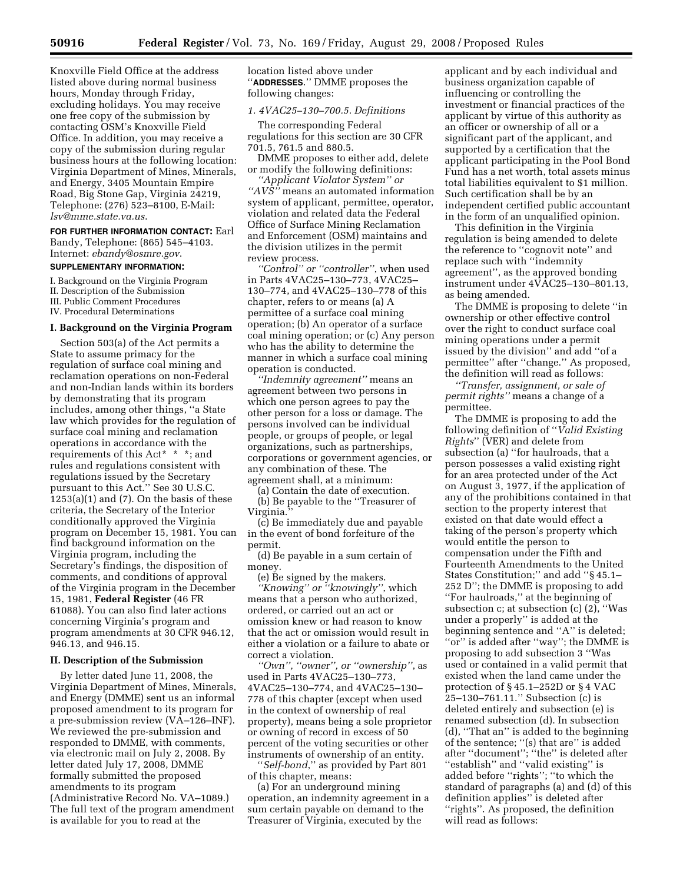Knoxville Field Office at the address listed above during normal business hours, Monday through Friday, excluding holidays. You may receive one free copy of the submission by contacting OSM's Knoxville Field Office. In addition, you may receive a copy of the submission during regular business hours at the following location: Virginia Department of Mines, Minerals, and Energy, 3405 Mountain Empire Road, Big Stone Gap, Virginia 24219, Telephone: (276) 523–8100, E-Mail: *lsv@mme.state.va.us*.

**FOR FURTHER INFORMATION CONTACT:** Earl Bandy, Telephone: (865) 545–4103. Internet: *ebandy@osmre.gov*.

**SUPPLEMENTARY INFORMATION:**

I. Background on the Virginia Program
II. Description of the Submission
III. Public Comment Procedures
IV. Procedural Determinations

## I. Background on the Virginia Program

Section 503(a) of the Act permits a State to assume primacy for the regulation of surface coal mining and reclamation operations on non-Federal and non-Indian lands within its borders by demonstrating that its program includes, among other things, ''a State law which provides for the regulation of surface coal mining and reclamation operations in accordance with the requirements of this Act* * *; and rules and regulations consistent with regulations issued by the Secretary pursuant to this Act.'' See 30 U.S.C. 1253(a)(1) and (7). On the basis of these criteria, the Secretary of the Interior conditionally approved the Virginia program on December 15, 1981. You can find background information on the Virginia program, including the Secretary's findings, the disposition of comments, and conditions of approval of the Virginia program in the December 15, 1981, **Federal Register** (46 FR 61088). You can also find later actions concerning Virginia's program and program amendments at 30 CFR 946.12, 946.13, and 946.15.

## II. Description of the Submission

By letter dated June 11, 2008, the Virginia Department of Mines, Minerals, and Energy (DMME) sent us an informal proposed amendment to its program for a pre-submission review (VA–126–INF). We reviewed the pre-submission and responded to DMME, with comments, via electronic mail on July 2, 2008. By letter dated July 17, 2008, DMME formally submitted the proposed amendments to its program (Administrative Record No. VA–1089.) The full text of the program amendment is available for you to read at the location listed above under ''**ADDRESSES**.'' DMME proposes the following changes:

*1. 4VAC25–130–700.5. Definitions*

The corresponding Federal regulations for this section are 30 CFR 701.5, 761.5 and 880.5.

DMME proposes to either add, delete or modify the following definitions:

*''Applicant Violator System'' or ''AVS''* means an automated information system of applicant, permittee, operator, violation and related data the Federal Office of Surface Mining Reclamation and Enforcement (OSM) maintains and the division utilizes in the permit review process.

*''Control'' or ''controller''*, when used in Parts 4VAC25–130–773, 4VAC25–130–774, and 4VAC25–130–778 of this chapter, refers to or means (a) A permittee of a surface coal mining operation; (b) An operator of a surface coal mining operation; or (c) Any person who has the ability to determine the manner in which a surface coal mining operation is conducted.

*''Indemnity agreement''* means an agreement between two persons in which one person agrees to pay the other person for a loss or damage. The persons involved can be individual people, or groups of people, or legal organizations, such as partnerships, corporations or government agencies, or any combination of these. The agreement shall, at a minimum:

(a) Contain the date of execution.
(b) Be payable to the ''Treasurer of Virginia.''
(c) Be immediately due and payable in the event of bond forfeiture of the permit.
(d) Be payable in a sum certain of money.
(e) Be signed by the makers.

*''Knowing'' or ''knowingly''*, which means that a person who authorized, ordered, or carried out an act or omission knew or had reason to know that the act or omission would result in either a violation or a failure to abate or correct a violation.

*''Own'', ''owner'', or ''ownership''*, as used in Parts 4VAC25–130–773, 4VAC25–130–774, and 4VAC25–130–778 of this chapter (except when used in the context of ownership of real property), means being a sole proprietor or owning of record in excess of 50 percent of the voting securities or other instruments of ownership of an entity.

''*Self-bond*,'' as provided by Part 801 of this chapter, means:

(a) For an underground mining operation, an indemnity agreement in a sum certain payable on demand to the Treasurer of Virginia, executed by the applicant and by each individual and business organization capable of influencing or controlling the investment or financial practices of the applicant by virtue of this authority as an officer or ownership of all or a significant part of the applicant, and supported by a certification that the applicant participating in the Pool Bond Fund has a net worth, total assets minus total liabilities equivalent to $1 million. Such certification shall be by an independent certified public accountant in the form of an unqualified opinion.

This definition in the Virginia regulation is being amended to delete the reference to ''cognovit note'' and replace such with ''indemnity agreement'', as the approved bonding instrument under 4VAC25–130–801.13, as being amended.

The DMME is proposing to delete ''in ownership or other effective control over the right to conduct surface coal mining operations under a permit issued by the division'' and add ''of a permittee'' after ''change.'' As proposed, the definition will read as follows:

*''Transfer, assignment, or sale of permit rights''* means a change of a permittee.

The DMME is proposing to add the following definition of ''*Valid Existing Rights*'' (VER) and delete from subsection (a) ''for haulroads, that a person possesses a valid existing right for an area protected under of the Act on August 3, 1977, if the application of any of the prohibitions contained in that section to the property interest that existed on that date would effect a taking of the person's property which would entitle the person to compensation under the Fifth and Fourteenth Amendments to the United States Constitution;'' and add ''§ 45.1–252 D''; the DMME is proposing to add ''For haulroads,'' at the beginning of subsection c; at subsection (c) (2), ''Was under a properly'' is added at the beginning sentence and ''A'' is deleted; ''or'' is added after ''way''; the DMME is proposing to add subsection 3 ''Was used or contained in a valid permit that existed when the land came under the protection of § 45.1–252D or § 4 VAC 25–130–761.11.'' Subsection (c) is deleted entirely and subsection (e) is renamed subsection (d). In subsection (d), ''That an'' is added to the beginning of the sentence; ''(s) that are'' is added after ''document''; ''the'' is deleted after ''establish'' and ''valid existing'' is added before ''rights''; ''to which the standard of paragraphs (a) and (d) of this definition applies'' is deleted after ''rights''. As proposed, the definition will read as follows: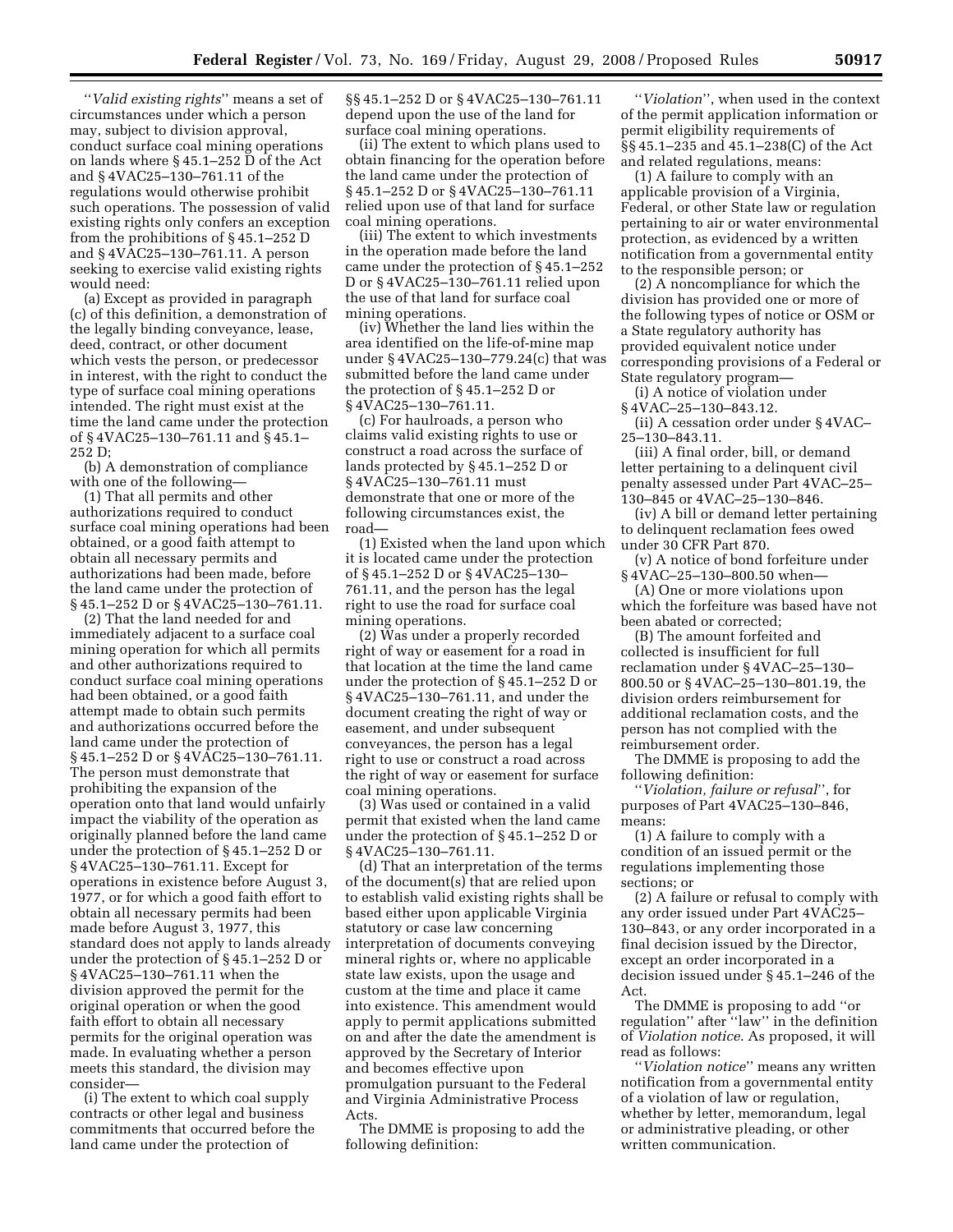''*Valid existing rights*'' means a set of circumstances under which a person may, subject to division approval, conduct surface coal mining operations on lands where § 45.1–252 D of the Act and § 4VAC25–130–761.11 of the regulations would otherwise prohibit such operations. The possession of valid existing rights only confers an exception from the prohibitions of § 45.1–252 D and § 4VAC25–130–761.11. A person seeking to exercise valid existing rights would need:

(a) Except as provided in paragraph (c) of this definition, a demonstration of the legally binding conveyance, lease, deed, contract, or other document which vests the person, or predecessor in interest, with the right to conduct the type of surface coal mining operations intended. The right must exist at the time the land came under the protection of § 4VAC25–130–761.11 and § 45.1–252 D;

(b) A demonstration of compliance with one of the following—

(1) That all permits and other authorizations required to conduct surface coal mining operations had been obtained, or a good faith attempt to obtain all necessary permits and authorizations had been made, before the land came under the protection of § 45.1–252 D or § 4VAC25–130–761.11.

(2) That the land needed for and immediately adjacent to a surface coal mining operation for which all permits and other authorizations required to conduct surface coal mining operations had been obtained, or a good faith attempt made to obtain such permits and authorizations occurred before the land came under the protection of § 45.1–252 D or § 4VAC25–130–761.11. The person must demonstrate that prohibiting the expansion of the operation onto that land would unfairly impact the viability of the operation as originally planned before the land came under the protection of § 45.1–252 D or § 4VAC25–130–761.11. Except for operations in existence before August 3, 1977, or for which a good faith effort to obtain all necessary permits had been made before August 3, 1977, this standard does not apply to lands already under the protection of § 45.1–252 D or § 4VAC25–130–761.11 when the division approved the permit for the original operation or when the good faith effort to obtain all necessary permits for the original operation was made. In evaluating whether a person meets this standard, the division may consider—

(i) The extent to which coal supply contracts or other legal and business commitments that occurred before the land came under the protection of §§ 45.1–252 D or § 4VAC25–130–761.11 depend upon the use of the land for surface coal mining operations.

(ii) The extent to which plans used to obtain financing for the operation before the land came under the protection of § 45.1–252 D or § 4VAC25–130–761.11 relied upon use of that land for surface coal mining operations.

(iii) The extent to which investments in the operation made before the land came under the protection of § 45.1–252 D or § 4VAC25–130–761.11 relied upon the use of that land for surface coal mining operations.

(iv) Whether the land lies within the area identified on the life-of-mine map under § 4VAC25–130–779.24(c) that was submitted before the land came under the protection of § 45.1–252 D or § 4VAC25–130–761.11.

(c) For haulroads, a person who claims valid existing rights to use or construct a road across the surface of lands protected by § 45.1–252 D or § 4VAC25–130–761.11 must demonstrate that one or more of the following circumstances exist, the road—

(1) Existed when the land upon which it is located came under the protection of § 45.1–252 D or § 4VAC25–130–761.11, and the person has the legal right to use the road for surface coal mining operations.

(2) Was under a properly recorded right of way or easement for a road in that location at the time the land came under the protection of § 45.1–252 D or § 4VAC25–130–761.11, and under the document creating the right of way or easement, and under subsequent conveyances, the person has a legal right to use or construct a road across the right of way or easement for surface coal mining operations.

(3) Was used or contained in a valid permit that existed when the land came under the protection of § 45.1–252 D or § 4VAC25–130–761.11.

(d) That an interpretation of the terms of the document(s) that are relied upon to establish valid existing rights shall be based either upon applicable Virginia statutory or case law concerning interpretation of documents conveying mineral rights or, where no applicable state law exists, upon the usage and custom at the time and place it came into existence. This amendment would apply to permit applications submitted on and after the date the amendment is approved by the Secretary of Interior and becomes effective upon promulgation pursuant to the Federal and Virginia Administrative Process Acts.

The DMME is proposing to add the following definition:

''*Violation*'', when used in the context of the permit application information or permit eligibility requirements of §§ 45.1–235 and 45.1–238(C) of the Act and related regulations, means:

(1) A failure to comply with an applicable provision of a Virginia, Federal, or other State law or regulation pertaining to air or water environmental protection, as evidenced by a written notification from a governmental entity to the responsible person; or

(2) A noncompliance for which the division has provided one or more of the following types of notice or OSM or a State regulatory authority has provided equivalent notice under corresponding provisions of a Federal or State regulatory program—

(i) A notice of violation under § 4VAC–25–130–843.12.

(ii) A cessation order under § 4VAC–25–130–843.11.

(iii) A final order, bill, or demand letter pertaining to a delinquent civil penalty assessed under Part 4VAC–25–130–845 or 4VAC–25–130–846.

(iv) A bill or demand letter pertaining to delinquent reclamation fees owed under 30 CFR Part 870.

(v) A notice of bond forfeiture under § 4VAC–25–130–800.50 when—

(A) One or more violations upon which the forfeiture was based have not been abated or corrected;

(B) The amount forfeited and collected is insufficient for full reclamation under § 4VAC–25–130–800.50 or § 4VAC–25–130–801.19, the division orders reimbursement for additional reclamation costs, and the person has not complied with the reimbursement order.

The DMME is proposing to add the following definition:

''*Violation, failure or refusal*'', for purposes of Part 4VAC25–130–846, means:

(1) A failure to comply with a condition of an issued permit or the regulations implementing those sections; or

(2) A failure or refusal to comply with any order issued under Part 4VAC25–130–843, or any order incorporated in a final decision issued by the Director, except an order incorporated in a decision issued under § 45.1–246 of the Act.

The DMME is proposing to add ''or regulation'' after ''law'' in the definition of *Violation notice*. As proposed, it will read as follows:

''*Violation notice*'' means any written notification from a governmental entity of a violation of law or regulation, whether by letter, memorandum, legal or administrative pleading, or other written communication.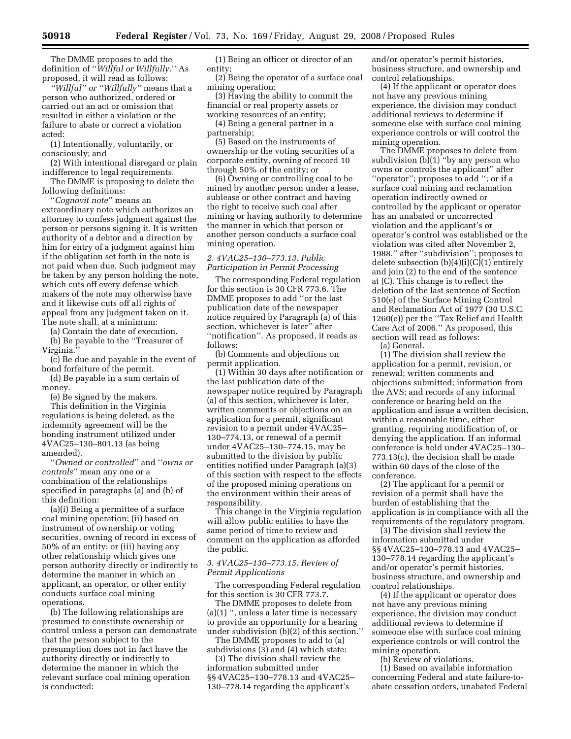The DMME proposes to add the definition of ''*Willful or Willfully*.'' As proposed, it will read as follows:

*''Willful'' or ''Willfully''* means that a person who authorized, ordered or carried out an act or omission that resulted in either a violation or the failure to abate or correct a violation acted:

(1) Intentionally, voluntarily, or consciously; and

(2) With intentional disregard or plain indifference to legal requirements.

The DMME is proposing to delete the following definitions:

''*Cognovit note*'' means an extraordinary note which authorizes an attorney to confess judgment against the person or persons signing it. It is written authority of a debtor and a direction by him for entry of a judgment against him if the obligation set forth in the note is not paid when due. Such judgment may be taken by any person holding the note, which cuts off every defense which makers of the note may otherwise have and it likewise cuts off all rights of appeal from any judgment taken on it. The note shall, at a minimum:

(a) Contain the date of execution.

(b) Be payable to the ''Treasurer of Virginia.''

(c) Be due and payable in the event of bond forfeiture of the permit.

(d) Be payable in a sum certain of money.

(e) Be signed by the makers.

This definition in the Virginia regulations is being deleted, as the indemnity agreement will be the bonding instrument utilized under 4VAC25–130–801.13 (as being amended).

''*Owned or controlled*'' and ''*owns or controls*'' mean any one or a combination of the relationships specified in paragraphs (a) and (b) of this definition:

(a)(i) Being a permittee of a surface coal mining operation; (ii) based on instrument of ownership or voting securities, owning of record in excess of 50% of an entity; or (iii) having any other relationship which gives one person authority directly or indirectly to determine the manner in which an applicant, an operator, or other entity conducts surface coal mining operations.

(b) The following relationships are presumed to constitute ownership or control unless a person can demonstrate that the person subject to the presumption does not in fact have the authority directly or indirectly to determine the manner in which the relevant surface coal mining operation is conducted:

(1) Being an officer or director of an entity;

(2) Being the operator of a surface coal mining operation;

(3) Having the ability to commit the financial or real property assets or working resources of an entity;

(4) Being a general partner in a partnership;

(5) Based on the instruments of ownership or the voting securities of a corporate entity, owning of record 10 through 50% of the entity; or

(6) Owning or controlling coal to be mined by another person under a lease, sublease or other contract and having the right to receive such coal after mining or having authority to determine the manner in which that person or another person conducts a surface coal mining operation.

*2. 4VAC25–130–773.13. Public Participation in Permit Processing*

The corresponding Federal regulation for this section is 30 CFR 773.6. The DMME proposes to add ''or the last publication date of the newspaper notice required by Paragraph (a) of this section, whichever is later'' after ''notification''. As proposed, it reads as follows:

(b) Comments and objections on permit application.

(1) Within 30 days after notification or the last publication date of the newspaper notice required by Paragraph (a) of this section, whichever is later, written comments or objections on an application for a permit, significant revision to a permit under 4VAC25–130–774.13, or renewal of a permit under 4VAC25–130–774.15, may be submitted to the division by public entities notified under Paragraph (a)(3) of this section with respect to the effects of the proposed mining operations on the environment within their areas of responsibility.

This change in the Virginia regulation will allow public entities to have the same period of time to review and comment on the application as afforded the public.

*3. 4VAC25–130–773.15. Review of Permit Applications*

The corresponding Federal regulation for this section is 30 CFR 773.7.

The DMME proposes to delete from (a)(1) '', unless a later time is necessary to provide an opportunity for a hearing under subdivision (b)(2) of this section.''

The DMME proposes to add to (a) subdivisions (3) and (4) which state:

(3) The division shall review the information submitted under §§ 4VAC25–130–778.13 and 4VAC25–130–778.14 regarding the applicant's and/or operator's permit histories, business structure, and ownership and control relationships.

(4) If the applicant or operator does not have any previous mining experience, the division may conduct additional reviews to determine if someone else with surface coal mining experience controls or will control the mining operation.

The DMME proposes to delete from subdivision (b)(1) ''by any person who owns or controls the applicant'' after ''operator''; proposes to add ''; or if a surface coal mining and reclamation operation indirectly owned or controlled by the applicant or operator has an unabated or uncorrected violation and the applicant's or operator's control was established or the violation was cited after November 2, 1988.'' after ''subdivision''; proposes to delete subsection (b)(4)(i)(C)(1) entirely and join (2) to the end of the sentence at (C). This change is to reflect the deletion of the last sentence of Section 510(e) of the Surface Mining Control and Reclamation Act of 1977 (30 U.S.C. 1260(e)) per the ''Tax Relief and Health Care Act of 2006.'' As proposed, this section will read as follows:

(a) General.

(1) The division shall review the application for a permit, revision, or renewal; written comments and objections submitted; information from the AVS; and records of any informal conference or hearing held on the application and issue a written decision, within a reasonable time, either granting, requiring modification of, or denying the application. If an informal conference is held under 4VAC25–130–773.13(c), the decision shall be made within 60 days of the close of the conference.

(2) The applicant for a permit or revision of a permit shall have the burden of establishing that the application is in compliance with all the requirements of the regulatory program.

(3) The division shall review the information submitted under §§ 4VAC25–130–778.13 and 4VAC25–130–778.14 regarding the applicant's and/or operator's permit histories, business structure, and ownership and control relationships.

(4) If the applicant or operator does not have any previous mining experience, the division may conduct additional reviews to determine if someone else with surface coal mining experience controls or will control the mining operation.

(b) Review of violations.

(1) Based on available information concerning Federal and state failure-to-abate cessation orders, unabated Federal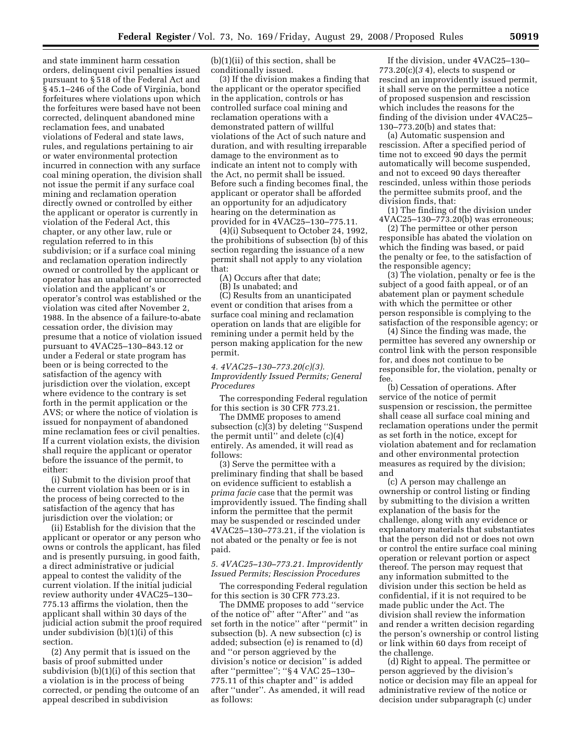and state imminent harm cessation orders, delinquent civil penalties issued pursuant to § 518 of the Federal Act and § 45.1–246 of the Code of Virginia, bond forfeitures where violations upon which the forfeitures were based have not been corrected, delinquent abandoned mine reclamation fees, and unabated violations of Federal and state laws, rules, and regulations pertaining to air or water environmental protection incurred in connection with any surface coal mining operation, the division shall not issue the permit if any surface coal mining and reclamation operation directly owned or controlled by either the applicant or operator is currently in violation of the Federal Act, this chapter, or any other law, rule or regulation referred to in this subdivision; or if a surface coal mining and reclamation operation indirectly owned or controlled by the applicant or operator has an unabated or uncorrected violation and the applicant's or operator's control was established or the violation was cited after November 2, 1988. In the absence of a failure-to-abate cessation order, the division may presume that a notice of violation issued pursuant to 4VAC25–130–843.12 or under a Federal or state program has been or is being corrected to the satisfaction of the agency with jurisdiction over the violation, except where evidence to the contrary is set forth in the permit application or the AVS; or where the notice of violation is issued for nonpayment of abandoned mine reclamation fees or civil penalties. If a current violation exists, the division shall require the applicant or operator before the issuance of the permit, to either:

(i) Submit to the division proof that the current violation has been or is in the process of being corrected to the satisfaction of the agency that has jurisdiction over the violation; or

(ii) Establish for the division that the applicant or operator or any person who owns or controls the applicant, has filed and is presently pursuing, in good faith, a direct administrative or judicial appeal to contest the validity of the current violation. If the initial judicial review authority under 4VAC25–130–775.13 affirms the violation, then the applicant shall within 30 days of the judicial action submit the proof required under subdivision (b)(1)(i) of this section.

(2) Any permit that is issued on the basis of proof submitted under subdivision (b)(1)(i) of this section that a violation is in the process of being corrected, or pending the outcome of an appeal described in subdivision (b)(1)(ii) of this section, shall be conditionally issued.

(3) If the division makes a finding that the applicant or the operator specified in the application, controls or has controlled surface coal mining and reclamation operations with a demonstrated pattern of willful violations of the Act of such nature and duration, and with resulting irreparable damage to the environment as to indicate an intent not to comply with the Act, no permit shall be issued. Before such a finding becomes final, the applicant or operator shall be afforded an opportunity for an adjudicatory hearing on the determination as provided for in 4VAC25–130–775.11.

(4)(i) Subsequent to October 24, 1992, the prohibitions of subsection (b) of this section regarding the issuance of a new permit shall not apply to any violation that:

(A) Occurs after that date;

(B) Is unabated; and

(C) Results from an unanticipated event or condition that arises from a surface coal mining and reclamation operation on lands that are eligible for remining under a permit held by the person making application for the new permit.

*4. 4VAC25–130–773.20(c)(3). Improvidently Issued Permits; General Procedures*

The corresponding Federal regulation for this section is 30 CFR 773.21.

The DMME proposes to amend subsection (c)(3) by deleting "Suspend the permit until" and delete (c)(4) entirely. As amended, it will read as follows:

(3) Serve the permittee with a preliminary finding that shall be based on evidence sufficient to establish a *prima facie* case that the permit was improvidently issued. The finding shall inform the permittee that the permit may be suspended or rescinded under 4VAC25–130–773.21, if the violation is not abated or the penalty or fee is not paid.

*5. 4VAC25–130–773.21. Improvidently Issued Permits; Rescission Procedures*

The corresponding Federal regulation for this section is 30 CFR 773.23.

The DMME proposes to add "service of the notice of" after "After" and "as set forth in the notice" after "permit" in subsection (b). A new subsection (c) is added; subsection (e) is renamed to (d) and "or person aggrieved by the division's notice or decision" is added after "permittee"; "§ 4 VAC 25–130–775.11 of this chapter and" is added after "under". As amended, it will read as follows:

If the division, under 4VAC25–773.20(c)(*3* 4), elects to suspend or rescind an improvidently issued permit, it shall serve on the permittee a notice of proposed suspension and rescission which includes the reasons for the finding of the division under 4VAC25–130–773.20(b) and states that:

(a) Automatic suspension and rescission. After a specified period of time not to exceed 90 days the permit automatically will become suspended, and not to exceed 90 days thereafter rescinded, unless within those periods the permittee submits proof, and the division finds, that:

(1) The finding of the division under 4VAC25–130–773.20(b) was erroneous;

(2) The permittee or other person responsible has abated the violation on which the finding was based, or paid the penalty or fee, to the satisfaction of the responsible agency;

(3) The violation, penalty or fee is the subject of a good faith appeal, or of an abatement plan or payment schedule with which the permittee or other person responsible is complying to the satisfaction of the responsible agency; or

(4) Since the finding was made, the permittee has severed any ownership or control link with the person responsible for, and does not continue to be responsible for, the violation, penalty or fee.

(b) Cessation of operations. After service of the notice of permit suspension or rescission, the permittee shall cease all surface coal mining and reclamation operations under the permit as set forth in the notice, except for violation abatement and for reclamation and other environmental protection measures as required by the division; and

(c) A person may challenge an ownership or control listing or finding by submitting to the division a written explanation of the basis for the challenge, along with any evidence or explanatory materials that substantiates that the person did not or does not own or control the entire surface coal mining operation or relevant portion or aspect thereof. The person may request that any information submitted to the division under this section be held as confidential, if it is not required to be made public under the Act. The division shall review the information and render a written decision regarding the person's ownership or control listing or link within 60 days from receipt of the challenge.

(d) Right to appeal. The permittee or person aggrieved by the division's notice or decision may file an appeal for administrative review of the notice or decision under subparagraph (c) under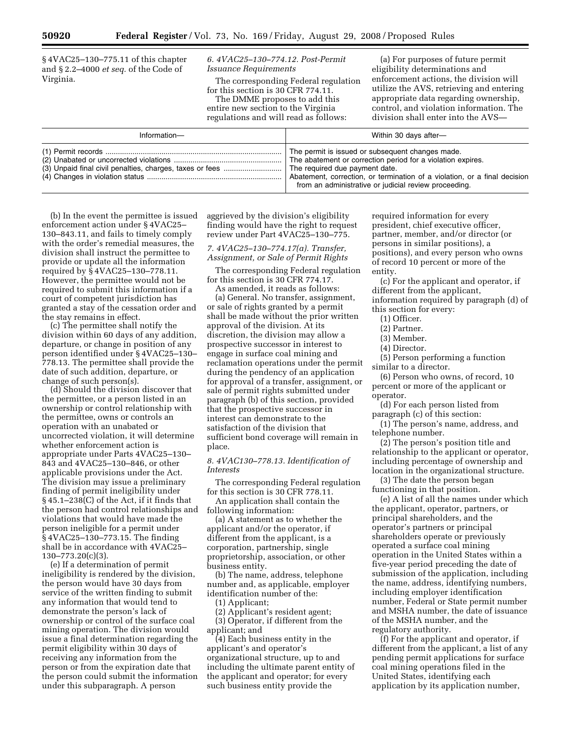§ 4VAC25–130–775.11 of this chapter and § 2.2–4000 *et seq.* of the Code of Virginia.

*6. 4VAC25–130–774.12. Post-Permit Issuance Requirements*

The corresponding Federal regulation for this section is 30 CFR 774.11.

The DMME proposes to add this entire new section to the Virginia regulations and will read as follows:

(a) For purposes of future permit eligibility determinations and enforcement actions, the division will utilize the AVS, retrieving and entering appropriate data regarding ownership, control, and violation information. The division shall enter into the AVS—

| Information— | Within 30 days after— |
|---|---|
| (1) Permit records | The permit is issued or subsequent changes made. |
| (2) Unabated or uncorrected violations | The abatement or correction period for a violation expires. |
| (3) Unpaid final civil penalties, charges, taxes or fees | The required due payment date. |
| (4) Changes in violation status | Abatement, correction, or termination of a violation, or a final decision from an administrative or judicial review proceeding. |

(b) In the event the permittee is issued enforcement action under § 4VAC25–130–843.11, and fails to timely comply with the order's remedial measures, the division shall instruct the permittee to provide or update all the information required by § 4VAC25–130–778.11. However, the permittee would not be required to submit this information if a court of competent jurisdiction has granted a stay of the cessation order and the stay remains in effect.

(c) The permittee shall notify the division within 60 days of any addition, departure, or change in position of any person identified under § 4VAC25–130–778.13. The permittee shall provide the date of such addition, departure, or change of such person(s).

(d) Should the division discover that the permittee, or a person listed in an ownership or control relationship with the permittee, owns or controls an operation with an unabated or uncorrected violation, it will determine whether enforcement action is appropriate under Parts 4VAC25–130–843 and 4VAC25–130–846, or other applicable provisions under the Act. The division may issue a preliminary finding of permit ineligibility under § 45.1–238(C) of the Act, if it finds that the person had control relationships and violations that would have made the person ineligible for a permit under § 4VAC25–130–773.15. The finding shall be in accordance with 4VAC25–130–773.20(c)(3).

(e) If a determination of permit ineligibility is rendered by the division, the person would have 30 days from service of the written finding to submit any information that would tend to demonstrate the person's lack of ownership or control of the surface coal mining operation. The division would issue a final determination regarding the permit eligibility within 30 days of receiving any information from the person or from the expiration date that the person could submit the information under this subparagraph. A person aggrieved by the division's eligibility finding would have the right to request review under Part 4VAC25–130–775.

*7. 4VAC25–130–774.17(a). Transfer, Assignment, or Sale of Permit Rights*

The corresponding Federal regulation for this section is 30 CFR 774.17.

As amended, it reads as follows:

(a) General. No transfer, assignment, or sale of rights granted by a permit shall be made without the prior written approval of the division. At its discretion, the division may allow a prospective successor in interest to engage in surface coal mining and reclamation operations under the permit during the pendency of an application for approval of a transfer, assignment, or sale of permit rights submitted under paragraph (b) of this section, provided that the prospective successor in interest can demonstrate to the satisfaction of the division that sufficient bond coverage will remain in place.

*8. 4VAC130–778.13. Identification of Interests*

The corresponding Federal regulation for this section is 30 CFR 778.11.

An application shall contain the following information:

(a) A statement as to whether the applicant and/or the operator, if different from the applicant, is a corporation, partnership, single proprietorship, association, or other business entity.

(b) The name, address, telephone number and, as applicable, employer identification number of the:

(1) Applicant;

(2) Applicant's resident agent;

(3) Operator, if different from the applicant; and

(4) Each business entity in the applicant's and operator's organizational structure, up to and including the ultimate parent entity of the applicant and operator; for every such business entity provide the required information for every president, chief executive officer, partner, member, and/or director (or persons in similar positions), a positions), and every person who owns of record 10 percent or more of the entity.

(c) For the applicant and operator, if different from the applicant, information required by paragraph (d) of this section for every:

(1) Officer.

(2) Partner.

(3) Member.

(4) Director.

(5) Person performing a function similar to a director.

(6) Person who owns, of record, 10 percent or more of the applicant or operator.

(d) For each person listed from paragraph (c) of this section:

(1) The person's name, address, and telephone number.

(2) The person's position title and relationship to the applicant or operator, including percentage of ownership and location in the organizational structure.

(3) The date the person began functioning in that position.

(e) A list of all the names under which the applicant, operator, partners, or principal shareholders, and the operator's partners or principal shareholders operate or previously operated a surface coal mining operation in the United States within a five-year period preceding the date of submission of the application, including the name, address, identifying numbers, including employer identification number, Federal or State permit number and MSHA number, the date of issuance of the MSHA number, and the regulatory authority.

(f) For the applicant and operator, if different from the applicant, a list of any pending permit applications for surface coal mining operations filed in the United States, identifying each application by its application number,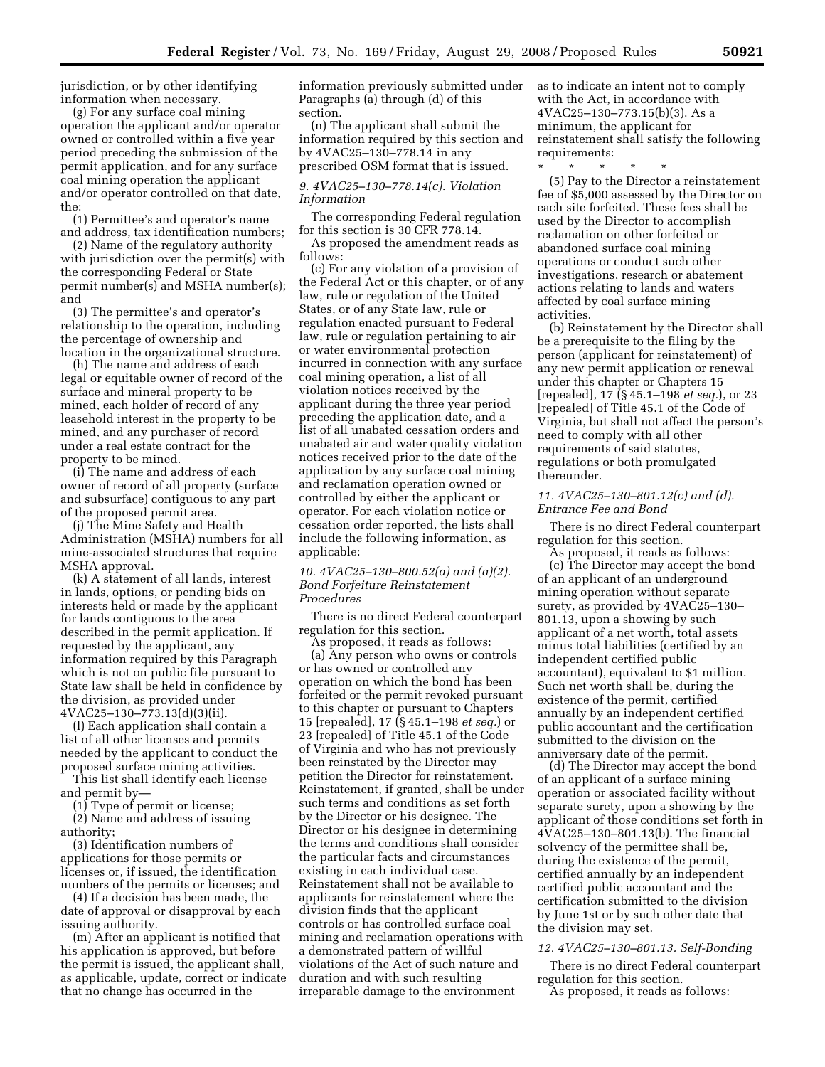jurisdiction, or by other identifying information when necessary.

(g) For any surface coal mining operation the applicant and/or operator owned or controlled within a five year period preceding the submission of the permit application, and for any surface coal mining operation the applicant and/or operator controlled on that date, the:

(1) Permittee's and operator's name and address, tax identification numbers;

(2) Name of the regulatory authority with jurisdiction over the permit(s) with the corresponding Federal or State permit number(s) and MSHA number(s); and

(3) The permittee's and operator's relationship to the operation, including the percentage of ownership and location in the organizational structure.

(h) The name and address of each legal or equitable owner of record of the surface and mineral property to be mined, each holder of record of any leasehold interest in the property to be mined, and any purchaser of record under a real estate contract for the property to be mined.

(i) The name and address of each owner of record of all property (surface and subsurface) contiguous to any part of the proposed permit area.

(j) The Mine Safety and Health Administration (MSHA) numbers for all mine-associated structures that require MSHA approval.

(k) A statement of all lands, interest in lands, options, or pending bids on interests held or made by the applicant for lands contiguous to the area described in the permit application. If requested by the applicant, any information required by this Paragraph which is not on public file pursuant to State law shall be held in confidence by the division, as provided under 4VAC25–130–773.13(d)(3)(ii).

(l) Each application shall contain a list of all other licenses and permits needed by the applicant to conduct the proposed surface mining activities.

This list shall identify each license and permit by—

(1) Type of permit or license;

(2) Name and address of issuing authority;

(3) Identification numbers of applications for those permits or licenses or, if issued, the identification numbers of the permits or licenses; and

(4) If a decision has been made, the date of approval or disapproval by each issuing authority.

(m) After an applicant is notified that his application is approved, but before the permit is issued, the applicant shall, as applicable, update, correct or indicate that no change has occurred in the information previously submitted under Paragraphs (a) through (d) of this section.

(n) The applicant shall submit the information required by this section and by 4VAC25–130–778.14 in any prescribed OSM format that is issued.

*9. 4VAC25–130–778.14(c). Violation Information*

The corresponding Federal regulation for this section is 30 CFR 778.14.

As proposed the amendment reads as follows:

(c) For any violation of a provision of the Federal Act or this chapter, or of any law, rule or regulation of the United States, or of any State law, rule or regulation enacted pursuant to Federal law, rule or regulation pertaining to air or water environmental protection incurred in connection with any surface coal mining operation, a list of all violation notices received by the applicant during the three year period preceding the application date, and a list of all unabated cessation orders and unabated air and water quality violation notices received prior to the date of the application by any surface coal mining and reclamation operation owned or controlled by either the applicant or operator. For each violation notice or cessation order reported, the lists shall include the following information, as applicable:

*10. 4VAC25–130–800.52(a) and (a)(2). Bond Forfeiture Reinstatement Procedures*

There is no direct Federal counterpart regulation for this section.

As proposed, it reads as follows:

(a) Any person who owns or controls or has owned or controlled any operation on which the bond has been forfeited or the permit revoked pursuant to this chapter or pursuant to Chapters 15 [repealed], 17 (§ 45.1–198 *et seq.*) or 23 [repealed] of Title 45.1 of the Code of Virginia and who has not previously been reinstated by the Director may petition the Director for reinstatement. Reinstatement, if granted, shall be under such terms and conditions as set forth by the Director or his designee. The Director or his designee in determining the terms and conditions shall consider the particular facts and circumstances existing in each individual case. Reinstatement shall not be available to applicants for reinstatement where the division finds that the applicant controls or has controlled surface coal mining and reclamation operations with a demonstrated pattern of willful violations of the Act of such nature and duration and with such resulting irreparable damage to the environment as to indicate an intent not to comply with the Act, in accordance with 4VAC25–130–773.15(b)(3). As a minimum, the applicant for reinstatement shall satisfy the following requirements:

\* \* \* \* \*

(5) Pay to the Director a reinstatement fee of $5,000 assessed by the Director on each site forfeited. These fees shall be used by the Director to accomplish reclamation on other forfeited or abandoned surface coal mining operations or conduct such other investigations, research or abatement actions relating to lands and waters affected by coal surface mining activities.

(b) Reinstatement by the Director shall be a prerequisite to the filing by the person (applicant for reinstatement) of any new permit application or renewal under this chapter or Chapters 15 [repealed], 17 (§ 45.1–198 *et seq.*), or 23 [repealed] of Title 45.1 of the Code of Virginia, but shall not affect the person's need to comply with all other requirements of said statutes, regulations or both promulgated thereunder.

*11. 4VAC25–130–801.12(c) and (d). Entrance Fee and Bond*

There is no direct Federal counterpart regulation for this section.

As proposed, it reads as follows:

(c) The Director may accept the bond of an applicant of an underground mining operation without separate surety, as provided by 4VAC25–130–801.13, upon a showing by such applicant of a net worth, total assets minus total liabilities (certified by an independent certified public accountant), equivalent to $1 million. Such net worth shall be, during the existence of the permit, certified annually by an independent certified public accountant and the certification submitted to the division on the anniversary date of the permit.

(d) The Director may accept the bond of an applicant of a surface mining operation or associated facility without separate surety, upon a showing by the applicant of those conditions set forth in 4VAC25–130–801.13(b). The financial solvency of the permittee shall be, during the existence of the permit, certified annually by an independent certified public accountant and the certification submitted to the division by June 1st or by such other date that the division may set.

*12. 4VAC25–130–801.13. Self-Bonding*

There is no direct Federal counterpart regulation for this section.

As proposed, it reads as follows: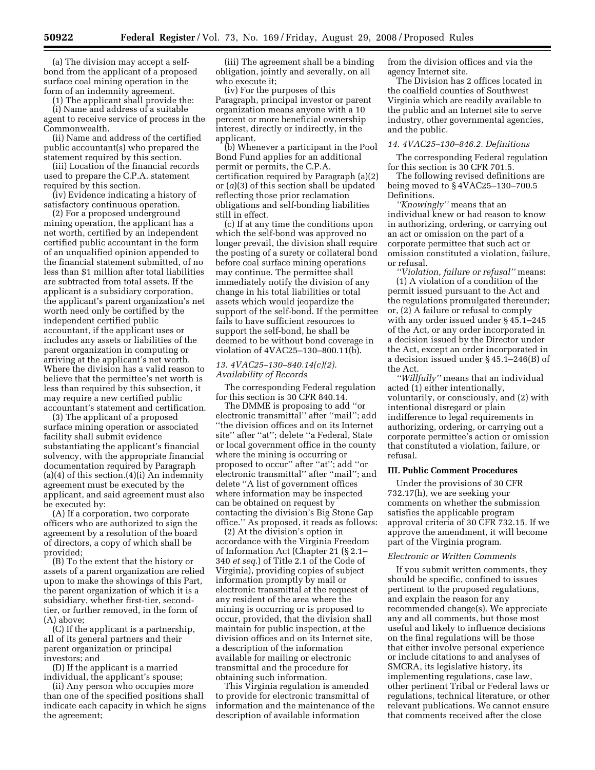(a) The division may accept a self-bond from the applicant of a proposed surface coal mining operation in the form of an indemnity agreement.

(1) The applicant shall provide the:

(i) Name and address of a suitable agent to receive service of process in the Commonwealth.

(ii) Name and address of the certified public accountant(s) who prepared the statement required by this section.

(iii) Location of the financial records used to prepare the C.P.A. statement required by this section.

(iv) Evidence indicating a history of satisfactory continuous operation.

(2) For a proposed underground mining operation, the applicant has a net worth, certified by an independent certified public accountant in the form of an unqualified opinion appended to the financial statement submitted, of no less than $1 million after total liabilities are subtracted from total assets. If the applicant is a subsidiary corporation, the applicant's parent organization's net worth need only be certified by the independent certified public accountant, if the applicant uses or includes any assets or liabilities of the parent organization in computing or arriving at the applicant's net worth. Where the division has a valid reason to believe that the permittee's net worth is less than required by this subsection, it may require a new certified public accountant's statement and certification.

(3) The applicant of a proposed surface mining operation or associated facility shall submit evidence substantiating the applicant's financial solvency, with the appropriate financial documentation required by Paragraph (a)(4) of this section.(4)(i) An indemnity agreement must be executed by the applicant, and said agreement must also be executed by:

(A) If a corporation, two corporate officers who are authorized to sign the agreement by a resolution of the board of directors, a copy of which shall be provided;

(B) To the extent that the history or assets of a parent organization are relied upon to make the showings of this Part, the parent organization of which it is a subsidiary, whether first-tier, second-tier, or further removed, in the form of (A) above;

(C) If the applicant is a partnership, all of its general partners and their parent organization or principal investors; and

(D) If the applicant is a married individual, the applicant's spouse;

(ii) Any person who occupies more than one of the specified positions shall indicate each capacity in which he signs the agreement;

(iii) The agreement shall be a binding obligation, jointly and severally, on all who execute it;

(iv) For the purposes of this Paragraph, principal investor or parent organization means anyone with a 10 percent or more beneficial ownership interest, directly or indirectly, in the applicant.

(b) Whenever a participant in the Pool Bond Fund applies for an additional permit or permits, the C.P.A. certification required by Paragraph (a)(2) or (*a*)(3) of this section shall be updated reflecting those prior reclamation obligations and self-bonding liabilities still in effect.

(c) If at any time the conditions upon which the self-bond was approved no longer prevail, the division shall require the posting of a surety or collateral bond before coal surface mining operations may continue. The permittee shall immediately notify the division of any change in his total liabilities or total assets which would jeopardize the support of the self-bond. If the permittee fails to have sufficient resources to support the self-bond, he shall be deemed to be without bond coverage in violation of 4VAC25–130–800.11(b).

*13. 4VAC25–130–840.14(c)(2). Availability of Records*

The corresponding Federal regulation for this section is 30 CFR 840.14.

The DMME is proposing to add ''or electronic transmittal'' after ''mail''; add ''the division offices and on its Internet site'' after ''at''; delete ''a Federal, State or local government office in the county where the mining is occurring or proposed to occur'' after ''at''; add ''or electronic transmittal'' after ''mail''; and delete ''A list of government offices where information may be inspected can be obtained on request by contacting the division's Big Stone Gap office.'' As proposed, it reads as follows:

(2) At the division's option in accordance with the Virginia Freedom of Information Act (Chapter 21 (§ 2.1–340 *et seq.*) of Title 2.1 of the Code of Virginia), providing copies of subject information promptly by mail or electronic transmittal at the request of any resident of the area where the mining is occurring or is proposed to occur, provided, that the division shall maintain for public inspection, at the division offices and on its Internet site, a description of the information available for mailing or electronic transmittal and the procedure for obtaining such information.

This Virginia regulation is amended to provide for electronic transmittal of information and the maintenance of the description of available information from the division offices and via the agency Internet site.

The Division has 2 offices located in the coalfield counties of Southwest Virginia which are readily available to the public and an Internet site to serve industry, other governmental agencies, and the public.

*14. 4VAC25–130–846.2. Definitions*

The corresponding Federal regulation for this section is 30 CFR 701.5.

The following revised definitions are being moved to § 4VAC25–130–700.5 Definitions.

*''Knowingly''* means that an individual knew or had reason to know in authorizing, ordering, or carrying out an act or omission on the part of a corporate permittee that such act or omission constituted a violation, failure, or refusal.

*''Violation, failure or refusal''* means: (1) A violation of a condition of the permit issued pursuant to the Act and the regulations promulgated thereunder; or, (2) A failure or refusal to comply with any order issued under § 45.1–245 of the Act, or any order incorporated in a decision issued by the Director under the Act, except an order incorporated in a decision issued under § 45.1–246(B) of the Act.

*''Willfully''* means that an individual acted (1) either intentionally, voluntarily, or consciously, and (2) with intentional disregard or plain indifference to legal requirements in authorizing, ordering, or carrying out a corporate permittee's action or omission that constituted a violation, failure, or refusal.

## III. Public Comment Procedures

Under the provisions of 30 CFR 732.17(h), we are seeking your comments on whether the submission satisfies the applicable program approval criteria of 30 CFR 732.15. If we approve the amendment, it will become part of the Virginia program.

*Electronic or Written Comments*

If you submit written comments, they should be specific, confined to issues pertinent to the proposed regulations, and explain the reason for any recommended change(s). We appreciate any and all comments, but those most useful and likely to influence decisions on the final regulations will be those that either involve personal experience or include citations to and analyses of SMCRA, its legislative history, its implementing regulations, case law, other pertinent Tribal or Federal laws or regulations, technical literature, or other relevant publications. We cannot ensure that comments received after the close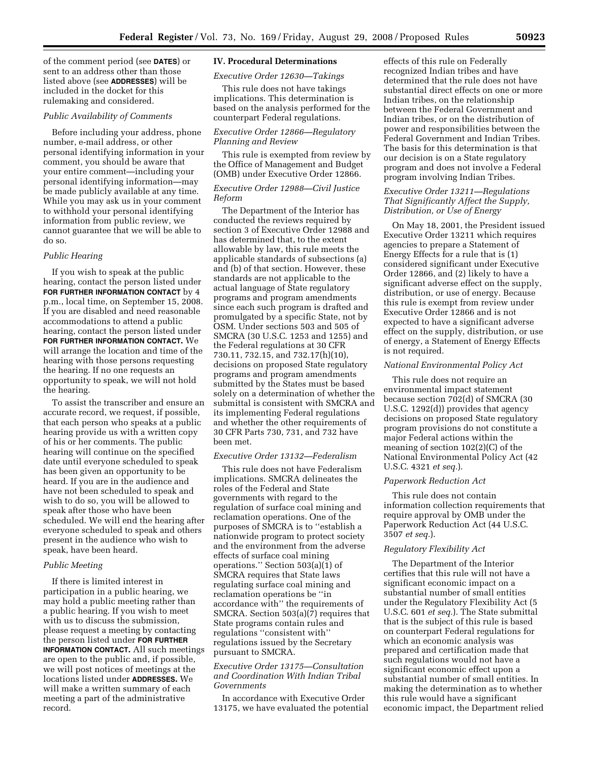of the comment period (see **DATES**) or sent to an address other than those listed above (see **ADDRESSES**) will be included in the docket for this rulemaking and considered.

*Public Availability of Comments*

Before including your address, phone number, e-mail address, or other personal identifying information in your comment, you should be aware that your entire comment—including your personal identifying information—may be made publicly available at any time. While you may ask us in your comment to withhold your personal identifying information from public review, we cannot guarantee that we will be able to do so.

*Public Hearing*

If you wish to speak at the public hearing, contact the person listed under **FOR FURTHER INFORMATION CONTACT** by 4 p.m., local time, on September 15, 2008. If you are disabled and need reasonable accommodations to attend a public hearing, contact the person listed under **FOR FURTHER INFORMATION CONTACT.** We will arrange the location and time of the hearing with those persons requesting the hearing. If no one requests an opportunity to speak, we will not hold the hearing.

To assist the transcriber and ensure an accurate record, we request, if possible, that each person who speaks at a public hearing provide us with a written copy of his or her comments. The public hearing will continue on the specified date until everyone scheduled to speak has been given an opportunity to be heard. If you are in the audience and have not been scheduled to speak and wish to do so, you will be allowed to speak after those who have been scheduled. We will end the hearing after everyone scheduled to speak and others present in the audience who wish to speak, have been heard.

*Public Meeting*

If there is limited interest in participation in a public hearing, we may hold a public meeting rather than a public hearing. If you wish to meet with us to discuss the submission, please request a meeting by contacting the person listed under **FOR FURTHER INFORMATION CONTACT.** All such meetings are open to the public and, if possible, we will post notices of meetings at the locations listed under **ADDRESSES.** We will make a written summary of each meeting a part of the administrative record.

## IV. Procedural Determinations

*Executive Order 12630—Takings*

This rule does not have takings implications. This determination is based on the analysis performed for the counterpart Federal regulations.

*Executive Order 12866—Regulatory Planning and Review*

This rule is exempted from review by the Office of Management and Budget (OMB) under Executive Order 12866.

*Executive Order 12988—Civil Justice Reform*

The Department of the Interior has conducted the reviews required by section 3 of Executive Order 12988 and has determined that, to the extent allowable by law, this rule meets the applicable standards of subsections (a) and (b) of that section. However, these standards are not applicable to the actual language of State regulatory programs and program amendments since each such program is drafted and promulgated by a specific State, not by OSM. Under sections 503 and 505 of SMCRA (30 U.S.C. 1253 and 1255) and the Federal regulations at 30 CFR 730.11, 732.15, and 732.17(h)(10), decisions on proposed State regulatory programs and program amendments submitted by the States must be based solely on a determination of whether the submittal is consistent with SMCRA and its implementing Federal regulations and whether the other requirements of 30 CFR Parts 730, 731, and 732 have been met.

*Executive Order 13132—Federalism*

This rule does not have Federalism implications. SMCRA delineates the roles of the Federal and State governments with regard to the regulation of surface coal mining and reclamation operations. One of the purposes of SMCRA is to "establish a nationwide program to protect society and the environment from the adverse effects of surface coal mining operations." Section 503(a)(1) of SMCRA requires that State laws regulating surface coal mining and reclamation operations be "in accordance with" the requirements of SMCRA. Section 503(a)(7) requires that State programs contain rules and regulations "consistent with" regulations issued by the Secretary pursuant to SMCRA.

*Executive Order 13175—Consultation and Coordination With Indian Tribal Governments*

In accordance with Executive Order 13175, we have evaluated the potential effects of this rule on Federally recognized Indian tribes and have determined that the rule does not have substantial direct effects on one or more Indian tribes, on the relationship between the Federal Government and Indian tribes, or on the distribution of power and responsibilities between the Federal Government and Indian Tribes. The basis for this determination is that our decision is on a State regulatory program and does not involve a Federal program involving Indian Tribes.

*Executive Order 13211—Regulations That Significantly Affect the Supply, Distribution, or Use of Energy*

On May 18, 2001, the President issued Executive Order 13211 which requires agencies to prepare a Statement of Energy Effects for a rule that is (1) considered significant under Executive Order 12866, and (2) likely to have a significant adverse effect on the supply, distribution, or use of energy. Because this rule is exempt from review under Executive Order 12866 and is not expected to have a significant adverse effect on the supply, distribution, or use of energy, a Statement of Energy Effects is not required.

*National Environmental Policy Act*

This rule does not require an environmental impact statement because section 702(d) of SMCRA (30 U.S.C. 1292(d)) provides that agency decisions on proposed State regulatory program provisions do not constitute a major Federal actions within the meaning of section 102(2)(C) of the National Environmental Policy Act (42 U.S.C. 4321 *et seq.*).

*Paperwork Reduction Act*

This rule does not contain information collection requirements that require approval by OMB under the Paperwork Reduction Act (44 U.S.C. 3507 *et seq.*).

*Regulatory Flexibility Act*

The Department of the Interior certifies that this rule will not have a significant economic impact on a substantial number of small entities under the Regulatory Flexibility Act (5 U.S.C. 601 *et seq.*). The State submittal that is the subject of this rule is based on counterpart Federal regulations for which an economic analysis was prepared and certification made that such regulations would not have a significant economic effect upon a substantial number of small entities. In making the determination as to whether this rule would have a significant economic impact, the Department relied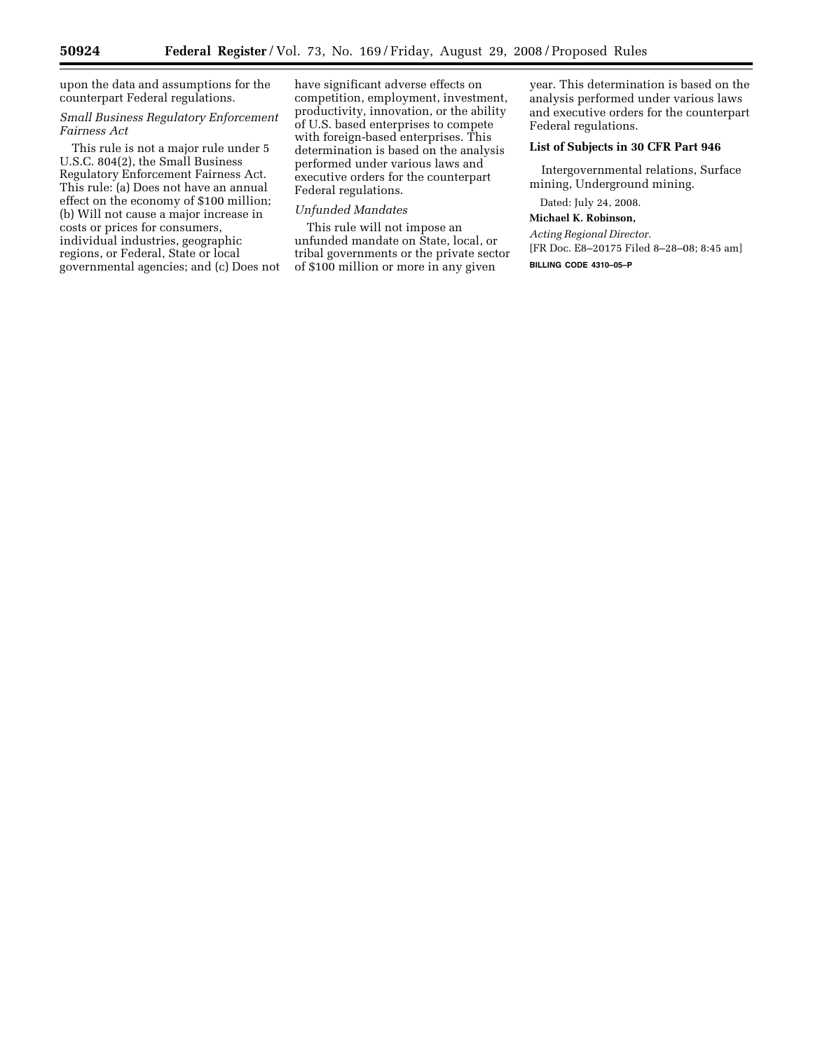upon the data and assumptions for the counterpart Federal regulations.

*Small Business Regulatory Enforcement Fairness Act*

This rule is not a major rule under 5 U.S.C. 804(2), the Small Business Regulatory Enforcement Fairness Act. This rule: (a) Does not have an annual effect on the economy of $100 million; (b) Will not cause a major increase in costs or prices for consumers, individual industries, geographic regions, or Federal, State or local governmental agencies; and (c) Does not have significant adverse effects on competition, employment, investment, productivity, innovation, or the ability of U.S. based enterprises to compete with foreign-based enterprises. This determination is based on the analysis performed under various laws and executive orders for the counterpart Federal regulations.

*Unfunded Mandates*

This rule will not impose an unfunded mandate on State, local, or tribal governments or the private sector of $100 million or more in any given year. This determination is based on the analysis performed under various laws and executive orders for the counterpart Federal regulations.

**List of Subjects in 30 CFR Part 946**

Intergovernmental relations, Surface mining, Underground mining.

Dated: July 24, 2008.

**Michael K. Robinson,**

*Acting Regional Director.*

[FR Doc. E8–20175 Filed 8–28–08; 8:45 am]

**BILLING CODE 4310–05–P**